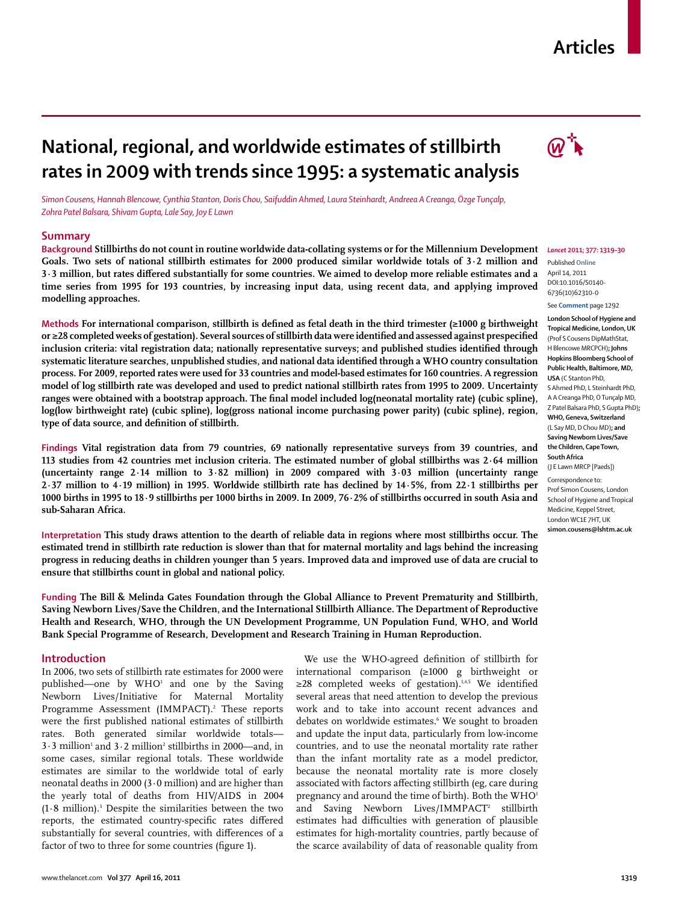# National, regional, and worldwide estimates of stillbirth rates in 2009 with trends since 1995: a systematic analysis

*Simon Cousens, Hannah Blencowe, Cynthia Stanton, Doris Chou, Saifuddin Ahmed, Laura Steinhardt, Andreea A Creanga, Özge Tunçalp, Zohra Patel Balsara, Shivam Gupta, Lale Say, Joy E Lawn*

## Summary

**Background** Stillbirths do not count in routine worldwide data-collating systems or for the Millennium Development Goals. Two sets of national stillbirth estimates for 2000 produced similar worldwide totals of 3·2 million and 3·3 million, but rates differed substantially for some countries. We aimed to develop more reliable estimates and a time series from 1995 for 193 countries, by increasing input data, using recent data, and applying improved modelling approaches.

**Methods** For international comparison, stillbirth is defined as fetal death in the third trimester (≥1000 g birthweight or ≥28 completed weeks of gestation). Several sources of stillbirth data were identified and assessed against prespecified inclusion criteria: vital registration data; nationally representative surveys; and published studies identified through systematic literature searches, unpublished studies, and national data identified through a WHO country consultation process. For 2009, reported rates were used for 33 countries and model-based estimates for 160 countries. A regression model of log stillbirth rate was developed and used to predict national stillbirth rates from 1995 to 2009. Uncertainty ranges were obtained with a bootstrap approach. The final model included log(neonatal mortality rate) (cubic spline), log(low birthweight rate) (cubic spline), log(gross national income purchasing power parity) (cubic spline), region, type of data source, and definition of stillbirth.

**Findings** Vital registration data from 79 countries, 69 nationally representative surveys from 39 countries, and 113 studies from 42 countries met inclusion criteria. The estimated number of global stillbirths was 2·64 million (uncertainty range 2·14 million to 3·82 million) in 2009 compared with 3·03 million (uncertainty range 2·37 million to 4·19 million) in 1995. Worldwide stillbirth rate has declined by 14·5%, from 22·1 stillbirths per 1000 births in 1995 to 18·9 stillbirths per 1000 births in 2009. In 2009, 76·2% of stillbirths occurred in south Asia and sub-Saharan Africa.

**Interpretation** This study draws attention to the dearth of reliable data in regions where most stillbirths occur. The estimated trend in stillbirth rate reduction is slower than that for maternal mortality and lags behind the increasing progress in reducing deaths in children younger than 5 years. Improved data and improved use of data are crucial to ensure that stillbirths count in global and national policy.

**Funding** The Bill & Melinda Gates Foundation through the Global Alliance to Prevent Prematurity and Stillbirth, Saving Newborn Lives/Save the Children, and the International Stillbirth Alliance. The Department of Reproductive Health and Research, WHO, through the UN Development Programme, UN Population Fund, WHO, and World Bank Special Programme of Research, Development and Research Training in Human Reproduction.

*Lancet* 2011; 377: 1319–30

Published Online April 14, 2011 DOI:10.1016/S0140-6736(10)62310-0

See **Comment** page 1292

**London School of Hygiene and Tropical Medicine, London, UK** (Prof S Cousens DipMathStat, H Blencowe MRCPCH); **Johns Hopkins Bloomberg School of Public Health, Baltimore, MD, USA** (C Stanton PhD, S Ahmed PhD, L Steinhardt PhD, A A Creanga PhD, Ö Tunçalp MD, Z Patel Balsara PhD, S Gupta PhD); **WHO, Geneva, Switzerland** (L Say MD, D Chou MD); **and Saving Newborn Lives/Save the Children, Cape Town, South Africa** (J E Lawn MRCP [Paeds])

Correspondence to: Prof Simon Cousens, London School of Hygiene and Tropical Medicine, Keppel Street, London WC1E 7HT, UK **simon.cousens@lshtm.ac.uk**

## Introduction

In 2006, two sets of stillbirth rate estimates for 2000 were published—one by WHO[1] and one by the Saving Newborn Lives/Initiative for Maternal Mortality Programme Assessment (IMMPACT).[2] These reports were the first published national estimates of stillbirth rates. Both generated similar worldwide totals—3·3 million[1] and 3·2 million[2] stillbirths in 2000—and, in some cases, similar regional totals. These worldwide estimates are similar to the worldwide total of early neonatal deaths in 2000 (3·0 million) and are higher than the yearly total of deaths from HIV/AIDS in 2004 (1·8 million).[3] Despite the similarities between the two reports, the estimated country-specific rates differed substantially for several countries, with differences of a factor of two to three for some countries (figure 1).

We use the WHO-agreed definition of stillbirth for international comparison (≥1000 g birthweight or ≥28 completed weeks of gestation).[1,4,5] We identified several areas that need attention to develop the previous work and to take into account recent advances and debates on worldwide estimates.[6] We sought to broaden and update the input data, particularly from low-income countries, and to use the neonatal mortality rate rather than the infant mortality rate as a model predictor, because the neonatal mortality rate is more closely associated with factors affecting stillbirth (eg, care during pregnancy and around the time of birth). Both the WHO[1] and Saving Newborn Lives/IMMPACT[2] stillbirth estimates had difficulties with generation of plausible estimates for high-mortality countries, partly because of the scarce availability of data of reasonable quality from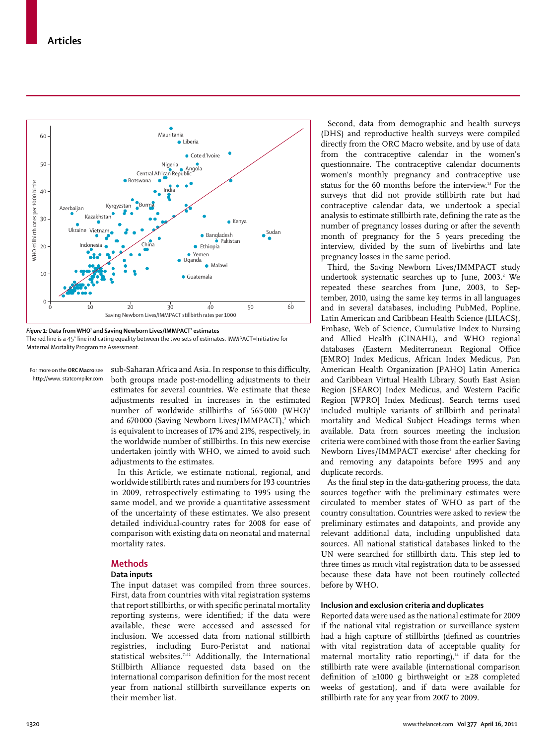60
50
40
30
20
10
0
0
10
20
30
40
50
60

WHO stillbirth rates per 1000 births

Saving Newborn Lives/IMMPACT stillbirth rates per 1000

Mauritania
Liberia
Cote d'Ivoire
Nigeria
Angola
Central African Republic
Botswana
India
Azerbaijan
Kyrgyzstan
Burma
Kazakhstan
Kenya
Ukraine
Vietnam
Bangladesh
Sudan
Pakistan
Indonesia
China
Ethiopia
Yemen
Uganda
Malawi
Guatemala

*Figure 1:* **Data from WHO[1] and Saving Newborn Lives/IMMPACT[2] estimates**
The red line is a 45° line indicating equality between the two sets of estimates. IMMPACT=Initiative for Maternal Mortality Programme Assessment.

For more on the **ORC Macro** see http://www.statcompiler.com

sub-Saharan Africa and Asia. In response to this difficulty, both groups made post-modelling adjustments to their estimates for several countries. We estimate that these adjustments resulted in increases in the estimated number of worldwide stillbirths of 565 000 (WHO)[1] and 670 000 (Saving Newborn Lives/IMMPACT),[2] which is equivalent to increases of 17% and 21%, respectively, in the worldwide number of stillbirths. In this new exercise undertaken jointly with WHO, we aimed to avoid such adjustments to the estimates.

In this Article, we estimate national, regional, and worldwide stillbirth rates and numbers for 193 countries in 2009, retrospectively estimating to 1995 using the same model, and we provide a quantitative assessment of the uncertainty of these estimates. We also present detailed individual-country rates for 2008 for ease of comparison with existing data on neonatal and maternal mortality rates.

## Methods

### Data inputs

The input dataset was compiled from three sources. First, data from countries with vital registration systems that report stillbirths, or with specific perinatal mortality reporting systems, were identified; if the data were available, these were accessed and assessed for inclusion. We accessed data from national stillbirth registries, including Euro-Peristat and national statistical websites.[7–12] Additionally, the International Stillbirth Alliance requested data based on the international comparison definition for the most recent year from national stillbirth surveillance experts on their member list.

Second, data from demographic and health surveys (DHS) and reproductive health surveys were compiled directly from the ORC Macro website, and by use of data from the contraceptive calendar in the women's questionnaire. The contraceptive calendar documents women's monthly pregnancy and contraceptive use status for the 60 months before the interview.[13] For the surveys that did not provide stillbirth rate but had contraceptive calendar data, we undertook a special analysis to estimate stillbirth rate, defining the rate as the number of pregnancy losses during or after the seventh month of pregnancy for the 5 years preceding the interview, divided by the sum of livebirths and late pregnancy losses in the same period.

Third, the Saving Newborn Lives/IMMPACT study undertook systematic searches up to June, 2003.[2] We repeated these searches from June, 2003, to September, 2010, using the same key terms in all languages and in several databases, including PubMed, Popline, Latin American and Caribbean Health Science (LILACS), Embase, Web of Science, Cumulative Index to Nursing and Allied Health (CINAHL), and WHO regional databases (Eastern Mediterranean Regional Office [EMRO] Index Medicus, African Index Medicus, Pan American Health Organization [PAHO] Latin America and Caribbean Virtual Health Library, South East Asian Region [SEARO] Index Medicus, and Western Pacific Region [WPRO] Index Medicus). Search terms used included multiple variants of stillbirth and perinatal mortality and Medical Subject Headings terms when available. Data from sources meeting the inclusion criteria were combined with those from the earlier Saving Newborn Lives/IMMPACT exercise[2] after checking for and removing any datapoints before 1995 and any duplicate records.

As the final step in the data-gathering process, the data sources together with the preliminary estimates were circulated to member states of WHO as part of the country consultation. Countries were asked to review the preliminary estimates and datapoints, and provide any relevant additional data, including unpublished data sources. All national statistical databases linked to the UN were searched for stillbirth data. This step led to three times as much vital registration data to be assessed because these data have not been routinely collected before by WHO.

### Inclusion and exclusion criteria and duplicates

Reported data were used as the national estimate for 2009 if the national vital registration or surveillance system had a high capture of stillbirths (defined as countries with vital registration data of acceptable quality for maternal mortality ratio reporting),[14] if data for the stillbirth rate were available (international comparison definition of ≥1000 g birthweight or ≥28 completed weeks of gestation), and if data were available for stillbirth rate for any year from 2007 to 2009.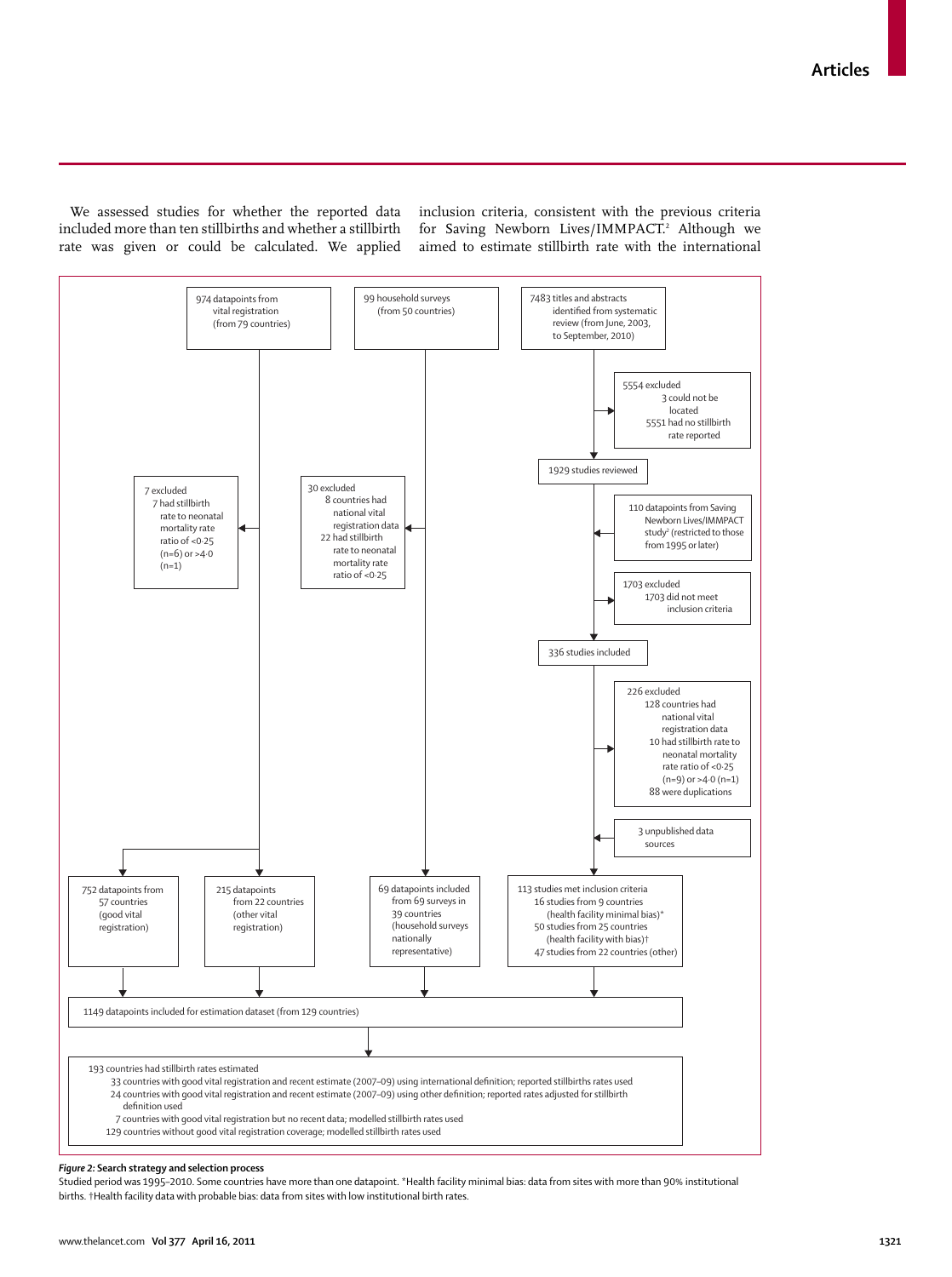We assessed studies for whether the reported data included more than ten stillbirths and whether a stillbirth rate was given or could be calculated. We applied inclusion criteria, consistent with the previous criteria for Saving Newborn Lives/IMMPACT.[2] Although we aimed to estimate stillbirth rate with the international

974 datapoints from vital registration (from 79 countries)

99 household surveys (from 50 countries)

7483 titles and abstracts identified from systematic review (from June, 2003, to September, 2010)

5554 excluded
3 could not be located
5551 had no stillbirth rate reported

1929 studies reviewed

7 excluded
7 had stillbirth rate to neonatal mortality rate ratio of <0·25 (n=6) or >4·0 (n=1)

30 excluded
8 countries had national vital registration data
22 had stillbirth rate to neonatal mortality rate ratio of <0·25

110 datapoints from Saving Newborn Lives/IMMPACT study[2] (restricted to those from 1995 or later)

1703 excluded
1703 did not meet inclusion criteria

336 studies included

226 excluded
128 countries had national vital registration data
10 had stillbirth rate to neonatal mortality rate ratio of <0·25 (n=9) or >4·0 (n=1)
88 were duplications

3 unpublished data sources

752 datapoints from 57 countries (good vital registration)

215 datapoints from 22 countries (other vital registration)

69 datapoints included from 69 surveys in 39 countries (household surveys nationally representative)

113 studies met inclusion criteria
16 studies from 9 countries (health facility minimal bias)*
50 studies from 25 countries (health facility with bias)†
47 studies from 22 countries (other)

1149 datapoints included for estimation dataset (from 129 countries)

193 countries had stillbirth rates estimated
33 countries with good vital registration and recent estimate (2007–09) using international definition; reported stillbirths rates used
24 countries with good vital registration and recent estimate (2007–09) using other definition; reported rates adjusted for stillbirth definition used
7 countries with good vital registration but no recent data; modelled stillbirth rates used
129 countries without good vital registration coverage; modelled stillbirth rates used

***Figure 2:* Search strategy and selection process**

Studied period was 1995–2010. Some countries have more than one datapoint. *Health facility minimal bias: data from sites with more than 90% institutional births. †Health facility data with probable bias: data from sites with low institutional birth rates.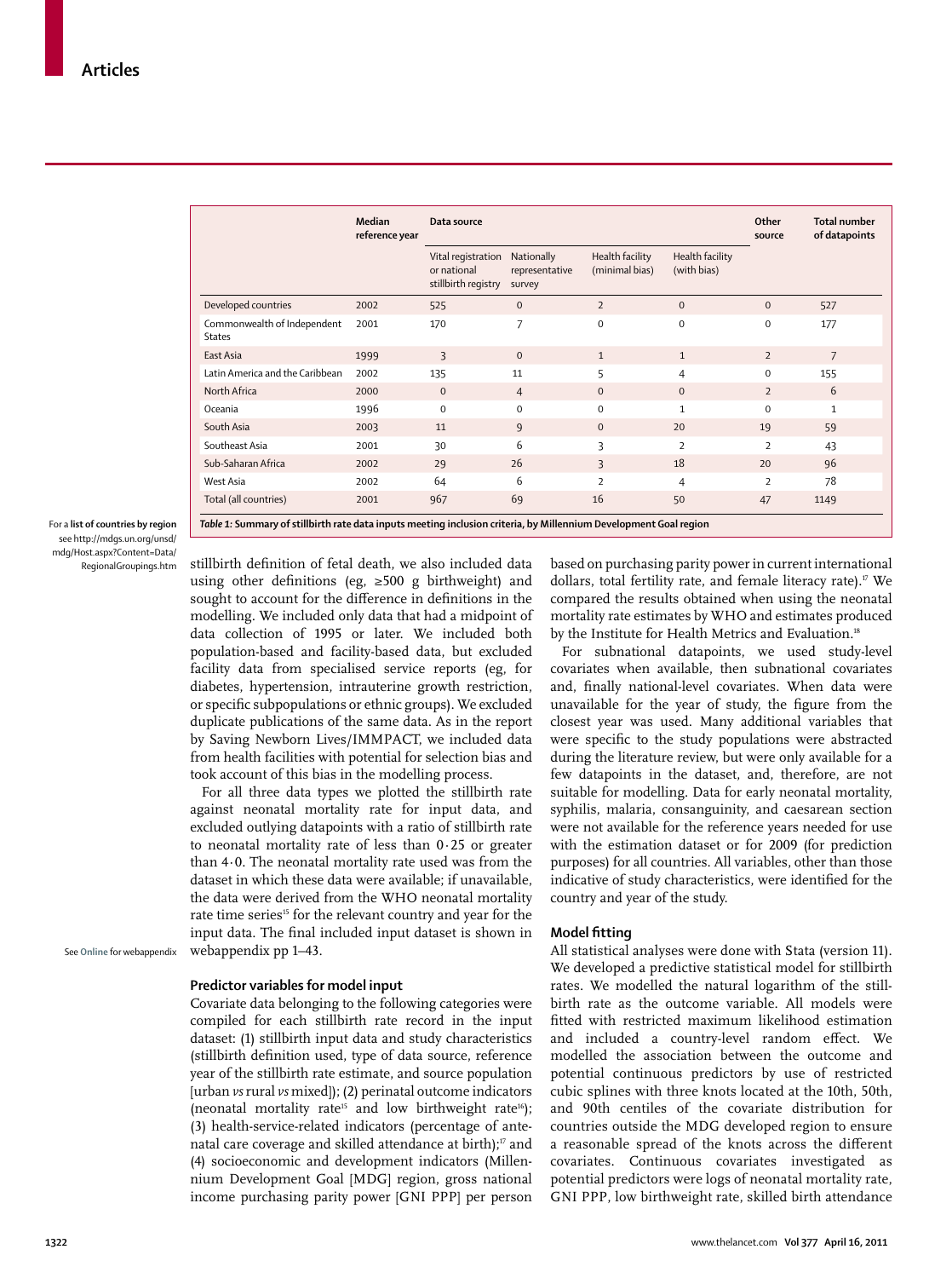| | Median reference year | Data source | | | | Other source | Total number of datapoints |
|---|---|---|---|---|---|---|---|
| | | Vital registration or national stillbirth registry | Nationally representative survey | Health facility (minimal bias) | Health facility (with bias) | | |
| Developed countries | 2002 | 525 | 0 | 2 | 0 | 0 | 527 |
| Commonwealth of Independent States | 2001 | 170 | 7 | 0 | 0 | 0 | 177 |
| East Asia | 1999 | 3 | 0 | 1 | 1 | 2 | 7 |
| Latin America and the Caribbean | 2002 | 135 | 11 | 5 | 4 | 0 | 155 |
| North Africa | 2000 | 0 | 4 | 0 | 0 | 2 | 6 |
| Oceania | 1996 | 0 | 0 | 0 | 1 | 0 | 1 |
| South Asia | 2003 | 11 | 9 | 0 | 20 | 19 | 59 |
| Southeast Asia | 2001 | 30 | 6 | 3 | 2 | 2 | 43 |
| Sub-Saharan Africa | 2002 | 29 | 26 | 3 | 18 | 20 | 96 |
| West Asia | 2002 | 64 | 6 | 2 | 4 | 2 | 78 |
| Total (all countries) | 2001 | 967 | 69 | 16 | 50 | 47 | 1149 |

*Table 1:* **Summary of stillbirth rate data inputs meeting inclusion criteria, by Millennium Development Goal region**

For a **list of countries by region** see http://mdgs.un.org/unsd/mdg/Host.aspx?Content=Data/RegionalGroupings.htm

stillbirth definition of fetal death, we also included data using other definitions (eg, ≥500 g birthweight) and sought to account for the difference in definitions in the modelling. We included only data that had a midpoint of data collection of 1995 or later. We included both population-based and facility-based data, but excluded facility data from specialised service reports (eg, for diabetes, hypertension, intrauterine growth restriction, or specific subpopulations or ethnic groups). We excluded duplicate publications of the same data. As in the report by Saving Newborn Lives/IMMPACT, we included data from health facilities with potential for selection bias and took account of this bias in the modelling process.

For all three data types we plotted the stillbirth rate against neonatal mortality rate for input data, and excluded outlying datapoints with a ratio of stillbirth rate to neonatal mortality rate of less than 0·25 or greater than 4·0. The neonatal mortality rate used was from the dataset in which these data were available; if unavailable, the data were derived from the WHO neonatal mortality rate time series[15] for the relevant country and year for the input data. The final included input dataset is shown in webappendix pp 1–43.

See **Online** for webappendix

## Predictor variables for model input

Covariate data belonging to the following categories were compiled for each stillbirth rate record in the input dataset: (1) stillbirth input data and study characteristics (stillbirth definition used, type of data source, reference year of the stillbirth rate estimate, and source population [urban *vs* rural *vs* mixed]); (2) perinatal outcome indicators (neonatal mortality rate[15] and low birthweight rate[16]); (3) health-service-related indicators (percentage of antenatal care coverage and skilled attendance at birth);[17] and (4) socioeconomic and development indicators (Millennium Development Goal [MDG] region, gross national income purchasing parity power [GNI PPP] per person based on purchasing parity power in current international dollars, total fertility rate, and female literacy rate).[17] We compared the results obtained when using the neonatal mortality rate estimates by WHO and estimates produced by the Institute for Health Metrics and Evaluation.[18]

For subnational datapoints, we used study-level covariates when available, then subnational covariates and, finally national-level covariates. When data were unavailable for the year of study, the figure from the closest year was used. Many additional variables that were specific to the study populations were abstracted during the literature review, but were only available for a few datapoints in the dataset, and, therefore, are not suitable for modelling. Data for early neonatal mortality, syphilis, malaria, consanguinity, and caesarean section were not available for the reference years needed for use with the estimation dataset or for 2009 (for prediction purposes) for all countries. All variables, other than those indicative of study characteristics, were identified for the country and year of the study.

## Model fitting

All statistical analyses were done with Stata (version 11). We developed a predictive statistical model for stillbirth rates. We modelled the natural logarithm of the stillbirth rate as the outcome variable. All models were fitted with restricted maximum likelihood estimation and included a country-level random effect. We modelled the association between the outcome and potential continuous predictors by use of restricted cubic splines with three knots located at the 10th, 50th, and 90th centiles of the covariate distribution for countries outside the MDG developed region to ensure a reasonable spread of the knots across the different covariates. Continuous covariates investigated as potential predictors were logs of neonatal mortality rate, GNI PPP, low birthweight rate, skilled birth attendance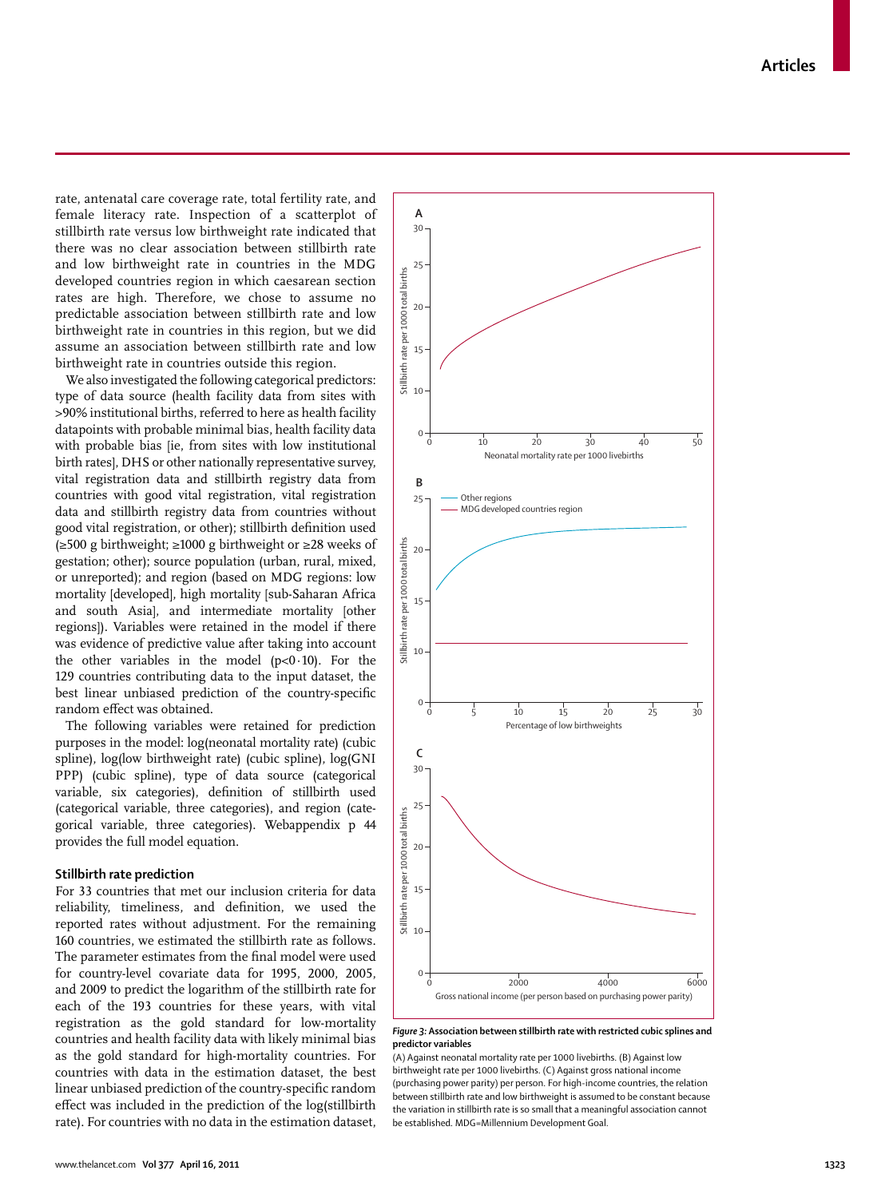rate, antenatal care coverage rate, total fertility rate, and female literacy rate. Inspection of a scatterplot of stillbirth rate versus low birthweight rate indicated that there was no clear association between stillbirth rate and low birthweight rate in countries in the MDG developed countries region in which caesarean section rates are high. Therefore, we chose to assume no predictable association between stillbirth rate and low birthweight rate in countries in this region, but we did assume an association between stillbirth rate and low birthweight rate in countries outside this region.

We also investigated the following categorical predictors: type of data source (health facility data from sites with >90% institutional births, referred to here as health facility datapoints with probable minimal bias, health facility data with probable bias [ie, from sites with low institutional birth rates], DHS or other nationally representative survey, vital registration data and stillbirth registry data from countries with good vital registration, vital registration data and stillbirth registry data from countries without good vital registration, or other); stillbirth definition used (≥500 g birthweight; ≥1000 g birthweight or ≥28 weeks of gestation; other); source population (urban, rural, mixed, or unreported); and region (based on MDG regions: low mortality [developed], high mortality [sub-Saharan Africa and south Asia], and intermediate mortality [other regions]). Variables were retained in the model if there was evidence of predictive value after taking into account the other variables in the model ($p<0.10$). For the 129 countries contributing data to the input dataset, the best linear unbiased prediction of the country-specific random effect was obtained.

The following variables were retained for prediction purposes in the model: log(neonatal mortality rate) (cubic spline), log(low birthweight rate) (cubic spline), log(GNI PPP) (cubic spline), type of data source (categorical variable, six categories), definition of stillbirth used (categorical variable, three categories), and region (categorical variable, three categories). Webappendix p 44 provides the full model equation.

## Stillbirth rate prediction

For 33 countries that met our inclusion criteria for data reliability, timeliness, and definition, we used the reported rates without adjustment. For the remaining 160 countries, we estimated the stillbirth rate as follows. The parameter estimates from the final model were used for country-level covariate data for 1995, 2000, 2005, and 2009 to predict the logarithm of the stillbirth rate for each of the 193 countries for these years, with vital registration as the gold standard for low-mortality countries and health facility data with likely minimal bias as the gold standard for high-mortality countries. For countries with data in the estimation dataset, the best linear unbiased prediction of the country-specific random effect was included in the prediction of the log(stillbirth rate). For countries with no data in the estimation dataset,

A

Stillbirth rate per 1000 total births

0
10
20
30
40
50

Neonatal mortality rate per 1000 livebirths

B

Other regions
MDG developed countries region

Stillbirth rate per 1000 total births

Percentage of low birthweights

C

Stillbirth rate per 1000 total births

Gross national income (per person based on purchasing power parity)

**Figure 3: Association between stillbirth rate with restricted cubic splines and predictor variables**

(A) Against neonatal mortality rate per 1000 livebirths. (B) Against low birthweight rate per 1000 livebirths. (C) Against gross national income (purchasing power parity) per person. For high-income countries, the relation between stillbirth rate and low birthweight is assumed to be constant because the variation in stillbirth rate is so small that a meaningful association cannot be established. MDG=Millennium Development Goal.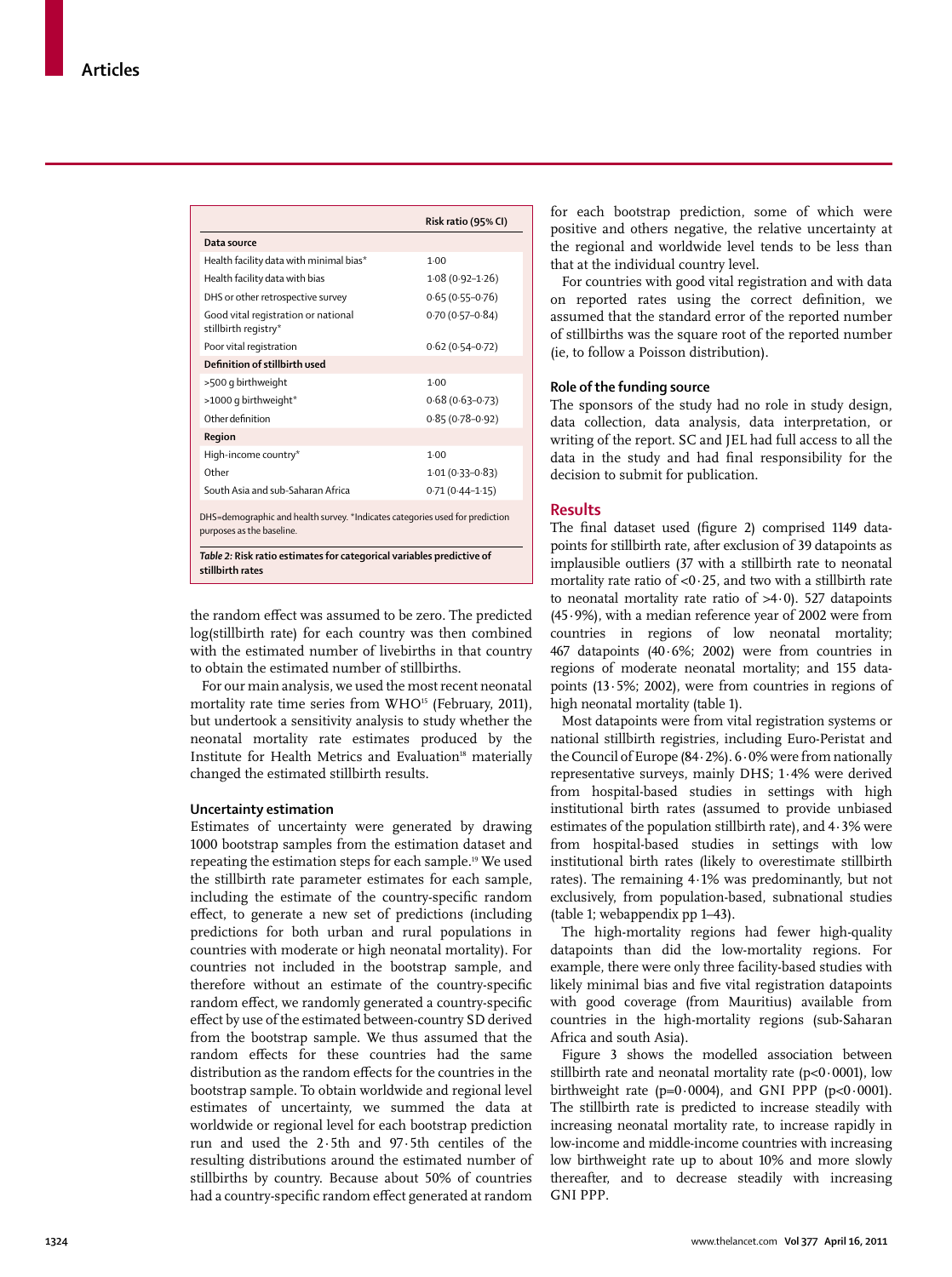| | Risk ratio (95% CI) |
|---|---|
| **Data source** | |
| Health facility data with minimal bias* | 1·00 |
| Health facility data with bias | 1·08 (0·92–1·26) |
| DHS or other retrospective survey | 0·65 (0·55–0·76) |
| Good vital registration or national stillbirth registry* | 0·70 (0·57–0·84) |
| Poor vital registration | 0·62 (0·54–0·72) |
| **Definition of stillbirth used** | |
| >500 g birthweight | 1·00 |
| >1000 g birthweight* | 0·68 (0·63–0·73) |
| Other definition | 0·85 (0·78–0·92) |
| **Region** | |
| High-income country* | 1·00 |
| Other | 1·01 (0·33–0·83) |
| South Asia and sub-Saharan Africa | 0·71 (0·44–1·15) |

DHS=demographic and health survey. *Indicates categories used for prediction purposes as the baseline.

*Table 2:* **Risk ratio estimates for categorical variables predictive of stillbirth rates**

the random effect was assumed to be zero. The predicted log(stillbirth rate) for each country was then combined with the estimated number of livebirths in that country to obtain the estimated number of stillbirths.

For our main analysis, we used the most recent neonatal mortality rate time series from WHO[15] (February, 2011), but undertook a sensitivity analysis to study whether the neonatal mortality rate estimates produced by the Institute for Health Metrics and Evaluation[18] materially changed the estimated stillbirth results.

### Uncertainty estimation

Estimates of uncertainty were generated by drawing 1000 bootstrap samples from the estimation dataset and repeating the estimation steps for each sample.[19] We used the stillbirth rate parameter estimates for each sample, including the estimate of the country-specific random effect, to generate a new set of predictions (including predictions for both urban and rural populations in countries with moderate or high neonatal mortality). For countries not included in the bootstrap sample, and therefore without an estimate of the country-specific random effect, we randomly generated a country-specific effect by use of the estimated between-country SD derived from the bootstrap sample. We thus assumed that the random effects for these countries had the same distribution as the random effects for the countries in the bootstrap sample. To obtain worldwide and regional level estimates of uncertainty, we summed the data at worldwide or regional level for each bootstrap prediction run and used the 2·5th and 97·5th centiles of the resulting distributions around the estimated number of stillbirths by country. Because about 50% of countries had a country-specific random effect generated at random for each bootstrap prediction, some of which were positive and others negative, the relative uncertainty at the regional and worldwide level tends to be less than that at the individual country level.

For countries with good vital registration and with data on reported rates using the correct definition, we assumed that the standard error of the reported number of stillbirths was the square root of the reported number (ie, to follow a Poisson distribution).

### Role of the funding source

The sponsors of the study had no role in study design, data collection, data analysis, data interpretation, or writing of the report. SC and JEL had full access to all the data in the study and had final responsibility for the decision to submit for publication.

## Results

The final dataset used (figure 2) comprised 1149 datapoints for stillbirth rate, after exclusion of 39 datapoints as implausible outliers (37 with a stillbirth rate to neonatal mortality rate ratio of <0·25, and two with a stillbirth rate to neonatal mortality rate ratio of >4·0). 527 datapoints (45·9%), with a median reference year of 2002 were from countries in regions of low neonatal mortality; 467 datapoints (40·6%; 2002) were from countries in regions of moderate neonatal mortality; and 155 datapoints (13·5%; 2002), were from countries in regions of high neonatal mortality (table 1).

Most datapoints were from vital registration systems or national stillbirth registries, including Euro-Peristat and the Council of Europe (84·2%). 6·0% were from nationally representative surveys, mainly DHS; 1·4% were derived from hospital-based studies in settings with high institutional birth rates (assumed to provide unbiased estimates of the population stillbirth rate), and 4·3% were from hospital-based studies in settings with low institutional birth rates (likely to overestimate stillbirth rates). The remaining 4·1% was predominantly, but not exclusively, from population-based, subnational studies (table 1; webappendix pp 1–43).

The high-mortality regions had fewer high-quality datapoints than did the low-mortality regions. For example, there were only three facility-based studies with likely minimal bias and five vital registration datapoints with good coverage (from Mauritius) available from countries in the high-mortality regions (sub-Saharan Africa and south Asia).

Figure 3 shows the modelled association between stillbirth rate and neonatal mortality rate ($p<0·0001$), low birthweight rate ($p=0·0004$), and GNI PPP ($p<0·0001$). The stillbirth rate is predicted to increase steadily with increasing neonatal mortality rate, to increase rapidly in low-income and middle-income countries with increasing low birthweight rate up to about 10% and more slowly thereafter, and to decrease steadily with increasing GNI PPP.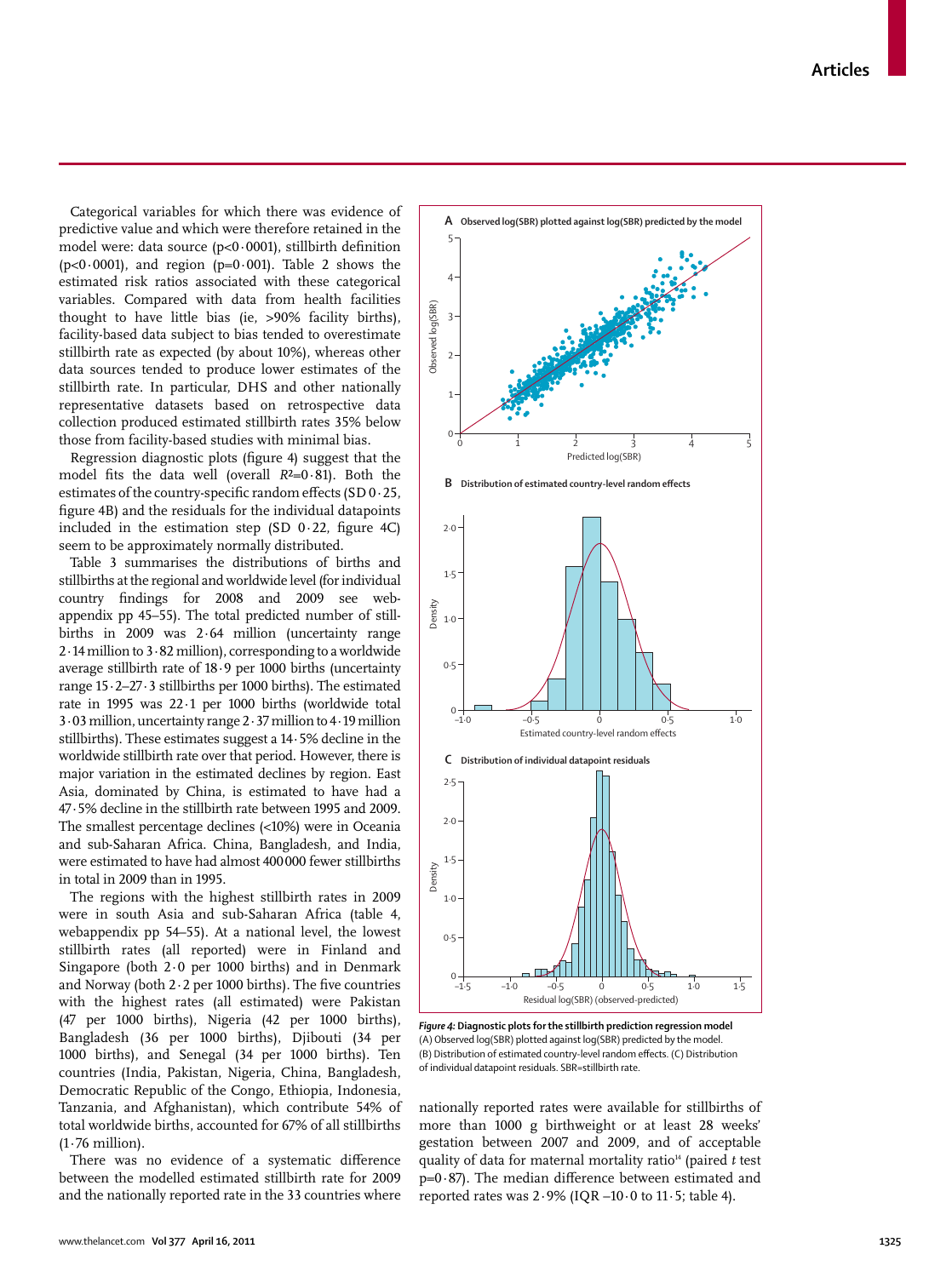Categorical variables for which there was evidence of predictive value and which were therefore retained in the model were: data source (p<0·0001), stillbirth definition (p<0·0001), and region (p=0·001). Table 2 shows the estimated risk ratios associated with these categorical variables. Compared with data from health facilities thought to have little bias (ie, >90% facility births), facility-based data subject to bias tended to overestimate stillbirth rate as expected (by about 10%), whereas other data sources tended to produce lower estimates of the stillbirth rate. In particular, DHS and other nationally representative datasets based on retrospective data collection produced estimated stillbirth rates 35% below those from facility-based studies with minimal bias.

Regression diagnostic plots (figure 4) suggest that the model fits the data well (overall $R^2$=0·81). Both the estimates of the country-specific random effects (SD 0·25, figure 4B) and the residuals for the individual datapoints included in the estimation step (SD 0·22, figure 4C) seem to be approximately normally distributed.

Table 3 summarises the distributions of births and stillbirths at the regional and worldwide level (for individual country findings for 2008 and 2009 see webappendix pp 45–55). The total predicted number of stillbirths in 2009 was 2·64 million (uncertainty range 2·14 million to 3·82 million), corresponding to a worldwide average stillbirth rate of 18·9 per 1000 births (uncertainty range 15·2–27·3 stillbirths per 1000 births). The estimated rate in 1995 was 22·1 per 1000 births (worldwide total 3·03 million, uncertainty range 2·37 million to 4·19 million stillbirths). These estimates suggest a 14·5% decline in the worldwide stillbirth rate over that period. However, there is major variation in the estimated declines by region. East Asia, dominated by China, is estimated to have had a 47·5% decline in the stillbirth rate between 1995 and 2009. The smallest percentage declines (<10%) were in Oceania and sub-Saharan Africa. China, Bangladesh, and India, were estimated to have had almost 400 000 fewer stillbirths in total in 2009 than in 1995.

The regions with the highest stillbirth rates in 2009 were in south Asia and sub-Saharan Africa (table 4, webappendix pp 54–55). At a national level, the lowest stillbirth rates (all reported) were in Finland and Singapore (both 2·0 per 1000 births) and in Denmark and Norway (both 2·2 per 1000 births). The five countries with the highest rates (all estimated) were Pakistan (47 per 1000 births), Nigeria (42 per 1000 births), Bangladesh (36 per 1000 births), Djibouti (34 per 1000 births), and Senegal (34 per 1000 births). Ten countries (India, Pakistan, Nigeria, China, Bangladesh, Democratic Republic of the Congo, Ethiopia, Indonesia, Tanzania, and Afghanistan), which contribute 54% of total worldwide births, accounted for 67% of all stillbirths (1·76 million).

There was no evidence of a systematic difference between the modelled estimated stillbirth rate for 2009 and the nationally reported rate in the 33 countries where nationally reported rates were available for stillbirths of more than 1000 g birthweight or at least 28 weeks' gestation between 2007 and 2009, and of acceptable quality of data for maternal mortality ratio[14] (paired $t$ test p=0·87). The median difference between estimated and reported rates was 2·9% (IQR –10·0 to 11·5; table 4).

A Observed log(SBR) plotted against log(SBR) predicted by the model
Observed log(SBR)
Predicted log(SBR)
0
1
2
3
4
5

B Distribution of estimated country-level random effects
Density
Estimated country-level random effects
0
0·5
1·0
1·5
2·0
–1·0
–0·5
0
0·5
1·0

C Distribution of individual datapoint residuals
Density
Residual log(SBR) (observed-predicted)
0
0·5
1·0
1·5
2·0
2·5
–1·5
–1·0
–0·5
0
0·5
1·0
1·5

*Figure 4:* **Diagnostic plots for the stillbirth prediction regression model**
(A) Observed log(SBR) plotted against log(SBR) predicted by the model. (B) Distribution of estimated country-level random effects. (C) Distribution of individual datapoint residuals. SBR=stillbirth rate.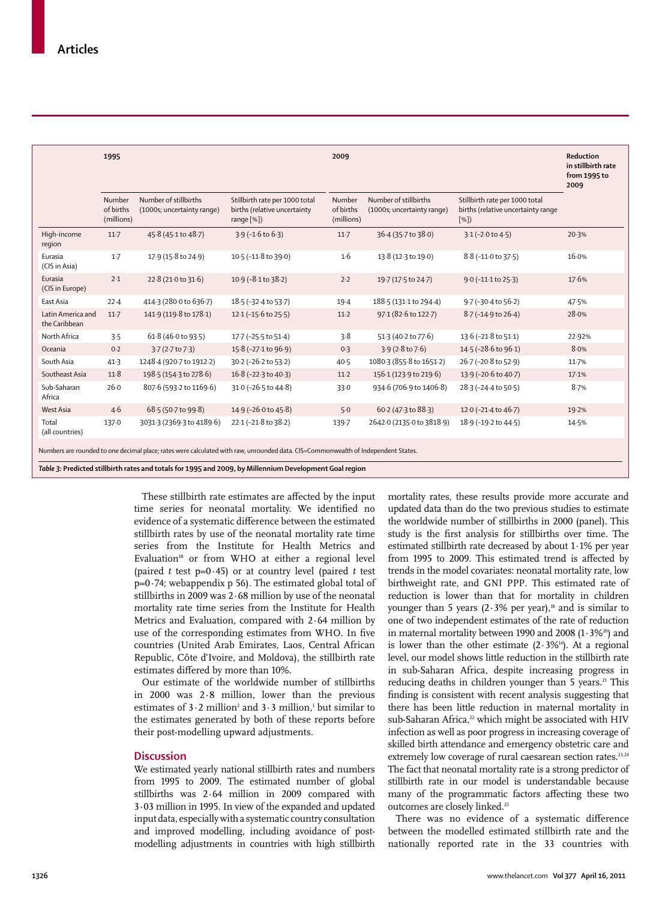| | 1995 | | | 2009 | | | Reduction in stillbirth rate from 1995 to 2009 |
|---|---|---|---|---|---|---|---|
| | Number of births (millions) | Number of stillbirths (1000s; uncertainty range) | Stillbirth rate per 1000 total births (relative uncertainty range [%]) | Number of births (millions) | Number of stillbirths (1000s; uncertainty range) | Stillbirth rate per 1000 total births (relative uncertainty range [%]) | |
| High-income region | 11·7 | 45·8 (45·1 to 48·7) | 3·9 (–1·6 to 6·3) | 11·7 | 36·4 (35·7 to 38·0) | 3·1 (–2·0 to 4·5) | 20·3% |
| Eurasia (CIS in Asia) | 1·7 | 17·9 (15·8 to 24·9) | 10·5 (–11·8 to 39·0) | 1·6 | 13·8 (12·3 to 19·0) | 8·8 (–11·0 to 37·5) | 16·0% |
| Eurasia (CIS in Europe) | 2·1 | 22·8 (21·0 to 31·6) | 10·9 (–8·1 to 38·2) | 2·2 | 19·7 (17·5 to 24·7) | 9·0 (–11·1 to 25·3) | 17·6% |
| East Asia | 22·4 | 414·3 (280·0 to 636·7) | 18·5 (–32·4 to 53·7) | 19·4 | 188·5 (131·1 to 294·4) | 9·7 (–30·4 to 56·2) | 47·5% |
| Latin America and the Caribbean | 11·7 | 141·9 (119·8 to 178·1) | 12·1 (–15·6 to 25·5) | 11·2 | 97·1 (82·6 to 122·7) | 8·7 (–14·9 to 26·4) | 28·0% |
| North Africa | 3·5 | 61·8 (46·0 to 93·5) | 17·7 (–25·5 to 51·4) | 3·8 | 51·3 (40·2 to 77·6) | 13·6 (–21·8 to 51·1) | 22·92% |
| Oceania | 0·2 | 3·7 (2·7 to 7·3) | 15·8 (–27·1 to 96·9) | 0·3 | 3·9 (2·8 to 7·6) | 14·5 (–28·6 to 96·1) | 8·0% |
| South Asia | 41·3 | 1248·4 (920·7 to 1912·2) | 30·2 (–26·2 to 53·2) | 40·5 | 1080·3 (855·8 to 1651·2) | 26·7 (–20·8 to 52·9) | 11·7% |
| Southeast Asia | 11·8 | 198·5 (154·3 to 278·6) | 16·8 (–22·3 to 40·3) | 11·2 | 156·1 (123·9 to 219·6) | 13·9 (–20·6 to 40·7) | 17·1% |
| Sub-Saharan Africa | 26·0 | 807·6 (593·2 to 1169·6) | 31·0 (–26·5 to 44·8) | 33·0 | 934·6 (706·9 to 1406·8) | 28·3 (–24·4 to 50·5) | 8·7% |
| West Asia | 4·6 | 68·5 (50·7 to 99·8) | 14·9 (–26·0 to 45·8) | 5·0 | 60·2 (47·3 to 88·3) | 12·0 (–21·4 to 46·7) | 19·2% |
| Total (all countries) | 137·0 | 3031·3 (2369·3 to 4189·6) | 22·1 (–21·8 to 38·2) | 139·7 | 2642·0 (2135·0 to 3818·9) | 18·9 (–19·2 to 44·5) | 14·5% |

Numbers are rounded to one decimal place; rates were calculated with raw, unrounded data. CIS=Commonwealth of Independent States.

*Table 3:* **Predicted stillbirth rates and totals for 1995 and 2009, by Millennium Development Goal region**

These stillbirth rate estimates are affected by the input time series for neonatal mortality. We identified no evidence of a systematic difference between the estimated stillbirth rates by use of the neonatal mortality rate time series from the Institute for Health Metrics and Evaluation[18] or from WHO at either a regional level (paired $t$ test $p=0·45$) or at country level (paired $t$ test $p=0·74$; webappendix p 56). The estimated global total of stillbirths in 2009 was 2·68 million by use of the neonatal mortality rate time series from the Institute for Health Metrics and Evaluation, compared with 2·64 million by use of the corresponding estimates from WHO. In five countries (United Arab Emirates, Laos, Central African Republic, Côte d'Ivoire, and Moldova), the stillbirth rate estimates differed by more than 10%.

Our estimate of the worldwide number of stillbirths in 2000 was 2·8 million, lower than the previous estimates of 3·2 million[2] and 3·3 million,[1] but similar to the estimates generated by both of these reports before their post-modelling upward adjustments.

## Discussion

We estimated yearly national stillbirth rates and numbers from 1995 to 2009. The estimated number of global stillbirths was 2·64 million in 2009 compared with 3·03 million in 1995. In view of the expanded and updated input data, especially with a systematic country consultation and improved modelling, including avoidance of post-modelling adjustments in countries with high stillbirth mortality rates, these results provide more accurate and updated data than do the two previous studies to estimate the worldwide number of stillbirths in 2000 (panel). This study is the first analysis for stillbirths over time. The estimated stillbirth rate decreased by about 1·1% per year from 1995 to 2009. This estimated trend is affected by trends in the model covariates: neonatal mortality rate, low birthweight rate, and GNI PPP. This estimated rate of reduction is lower than that for mortality in children younger than 5 years (2·3% per year),[18] and is similar to one of two independent estimates of the rate of reduction in maternal mortality between 1990 and 2008 (1·3%[20]) and is lower than the other estimate (2·3%[14]). At a regional level, our model shows little reduction in the stillbirth rate in sub-Saharan Africa, despite increasing progress in reducing deaths in children younger than 5 years.[21] This finding is consistent with recent analysis suggesting that there has been little reduction in maternal mortality in sub-Saharan Africa,[22] which might be associated with HIV infection as well as poor progress in increasing coverage of skilled birth attendance and emergency obstetric care and extremely low coverage of rural caesarean section rates.[23,24] The fact that neonatal mortality rate is a strong predictor of stillbirth rate in our model is understandable because many of the programmatic factors affecting these two outcomes are closely linked.[25]

There was no evidence of a systematic difference between the modelled estimated stillbirth rate and the nationally reported rate in the 33 countries with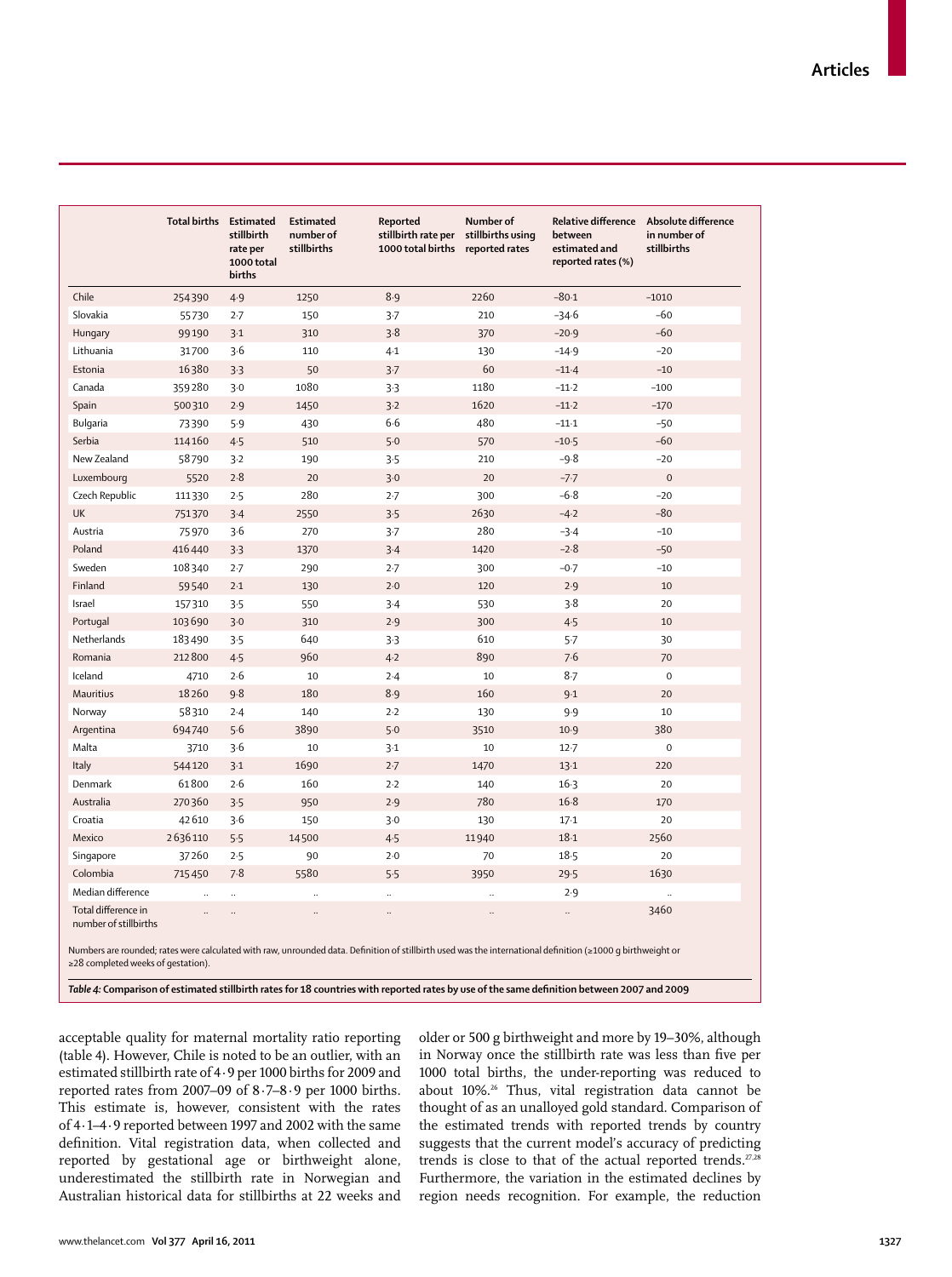| | Total births | Estimated stillbirth rate per 1000 total births | Estimated number of stillbirths | Reported stillbirth rate per 1000 total births | Number of stillbirths using reported rates | Relative difference between estimated and reported rates (%) | Absolute difference in number of stillbirths |
|---|---|---|---|---|---|---|---|
| Chile | 254390 | 4·9 | 1250 | 8·9 | 2260 | −80·1 | −1010 |
| Slovakia | 55730 | 2·7 | 150 | 3·7 | 210 | −34·6 | −60 |
| Hungary | 99190 | 3·1 | 310 | 3·8 | 370 | −20·9 | −60 |
| Lithuania | 31700 | 3·6 | 110 | 4·1 | 130 | −14·9 | −20 |
| Estonia | 16380 | 3·3 | 50 | 3·7 | 60 | −11·4 | −10 |
| Canada | 359280 | 3·0 | 1080 | 3·3 | 1180 | −11·2 | −100 |
| Spain | 500310 | 2·9 | 1450 | 3·2 | 1620 | −11·2 | −170 |
| Bulgaria | 73390 | 5·9 | 430 | 6·6 | 480 | −11·1 | −50 |
| Serbia | 114160 | 4·5 | 510 | 5·0 | 570 | −10·5 | −60 |
| New Zealand | 58790 | 3·2 | 190 | 3·5 | 210 | −9·8 | −20 |
| Luxembourg | 5520 | 2·8 | 20 | 3·0 | 20 | −7·7 | 0 |
| Czech Republic | 111330 | 2·5 | 280 | 2·7 | 300 | −6·8 | −20 |
| UK | 751370 | 3·4 | 2550 | 3·5 | 2630 | −4·2 | −80 |
| Austria | 75970 | 3·6 | 270 | 3·7 | 280 | −3·4 | −10 |
| Poland | 416440 | 3·3 | 1370 | 3·4 | 1420 | −2·8 | −50 |
| Sweden | 108340 | 2·7 | 290 | 2·7 | 300 | −0·7 | −10 |
| Finland | 59540 | 2·1 | 130 | 2·0 | 120 | 2·9 | 10 |
| Israel | 157310 | 3·5 | 550 | 3·4 | 530 | 3·8 | 20 |
| Portugal | 103690 | 3·0 | 310 | 2·9 | 300 | 4·5 | 10 |
| Netherlands | 183490 | 3·5 | 640 | 3·3 | 610 | 5·7 | 30 |
| Romania | 212800 | 4·5 | 960 | 4·2 | 890 | 7·6 | 70 |
| Iceland | 4710 | 2·6 | 10 | 2·4 | 10 | 8·7 | 0 |
| Mauritius | 18260 | 9·8 | 180 | 8·9 | 160 | 9·1 | 20 |
| Norway | 58310 | 2·4 | 140 | 2·2 | 130 | 9·9 | 10 |
| Argentina | 694740 | 5·6 | 3890 | 5·0 | 3510 | 10·9 | 380 |
| Malta | 3710 | 3·6 | 10 | 3·1 | 10 | 12·7 | 0 |
| Italy | 544120 | 3·1 | 1690 | 2·7 | 1470 | 13·1 | 220 |
| Denmark | 61800 | 2·6 | 160 | 2·2 | 140 | 16·3 | 20 |
| Australia | 270360 | 3·5 | 950 | 2·9 | 780 | 16·8 | 170 |
| Croatia | 42610 | 3·6 | 150 | 3·0 | 130 | 17·1 | 20 |
| Mexico | 2636110 | 5·5 | 14500 | 4·5 | 11940 | 18·1 | 2560 |
| Singapore | 37260 | 2·5 | 90 | 2·0 | 70 | 18·5 | 20 |
| Colombia | 715450 | 7·8 | 5580 | 5·5 | 3950 | 29·5 | 1630 |
| Median difference | .. | .. | .. | .. | .. | 2·9 | .. |
| Total difference in number of stillbirths | .. | .. | .. | .. | .. | .. | 3460 |

Numbers are rounded; rates were calculated with raw, unrounded data. Definition of stillbirth used was the international definition (≥1000 g birthweight or ≥28 completed weeks of gestation).

***Table 4:* Comparison of estimated stillbirth rates for 18 countries with reported rates by use of the same definition between 2007 and 2009**

acceptable quality for maternal mortality ratio reporting (table 4). However, Chile is noted to be an outlier, with an estimated stillbirth rate of 4·9 per 1000 births for 2009 and reported rates from 2007–09 of 8·7–8·9 per 1000 births. This estimate is, however, consistent with the rates of 4·1–4·9 reported between 1997 and 2002 with the same definition. Vital registration data, when collected and reported by gestational age or birthweight alone, underestimated the stillbirth rate in Norwegian and Australian historical data for stillbirths at 22 weeks and older or 500 g birthweight and more by 19–30%, although in Norway once the stillbirth rate was less than five per 1000 total births, the under-reporting was reduced to about 10%.[26] Thus, vital registration data cannot be thought of as an unalloyed gold standard. Comparison of the estimated trends with reported trends by country suggests that the current model's accuracy of predicting trends is close to that of the actual reported trends.[27,28] Furthermore, the variation in the estimated declines by region needs recognition. For example, the reduction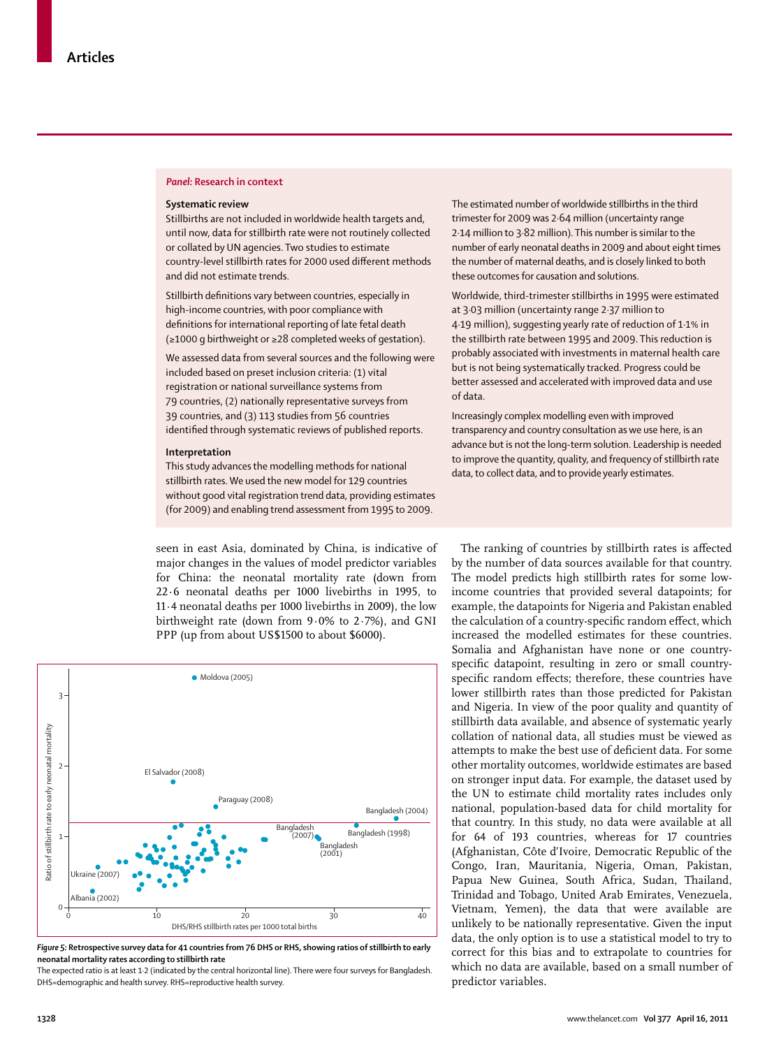## Panel: Research in context

### Systematic review

Stillbirths are not included in worldwide health targets and, until now, data for stillbirth rate were not routinely collected or collated by UN agencies. Two studies to estimate country-level stillbirth rates for 2000 used different methods and did not estimate trends.

Stillbirth definitions vary between countries, especially in high-income countries, with poor compliance with definitions for international reporting of late fetal death (≥1000 g birthweight or ≥28 completed weeks of gestation).

We assessed data from several sources and the following were included based on preset inclusion criteria: (1) vital registration or national surveillance systems from 79 countries, (2) nationally representative surveys from 39 countries, and (3) 113 studies from 56 countries identified through systematic reviews of published reports.

### Interpretation

This study advances the modelling methods for national stillbirth rates. We used the new model for 129 countries without good vital registration trend data, providing estimates (for 2009) and enabling trend assessment from 1995 to 2009.

The estimated number of worldwide stillbirths in the third trimester for 2009 was 2·64 million (uncertainty range 2·14 million to 3·82 million). This number is similar to the number of early neonatal deaths in 2009 and about eight times the number of maternal deaths, and is closely linked to both these outcomes for causation and solutions.

Worldwide, third-trimester stillbirths in 1995 were estimated at 3·03 million (uncertainty range 2·37 million to 4·19 million), suggesting yearly rate of reduction of 1·1% in the stillbirth rate between 1995 and 2009. This reduction is probably associated with investments in maternal health care but is not being systematically tracked. Progress could be better assessed and accelerated with improved data and use of data.

Increasingly complex modelling even with improved transparency and country consultation as we use here, is an advance but is not the long-term solution. Leadership is needed to improve the quantity, quality, and frequency of stillbirth rate data, to collect data, and to provide yearly estimates.

---

seen in east Asia, dominated by China, is indicative of major changes in the values of model predictor variables for China: the neonatal mortality rate (down from 22·6 neonatal deaths per 1000 livebirths in 1995, to 11·4 neonatal deaths per 1000 livebirths in 2009), the low birthweight rate (down from 9·0% to 2·7%), and GNI PPP (up from about US$1500 to about $6000).

*Figure 5:* **Retrospective survey data for 41 countries from 76 DHS or RHS, showing ratios of stillbirth to early neonatal mortality rates according to stillbirth rate**

The expected ratio is at least 1·2 (indicated by the central horizontal line). There were four surveys for Bangladesh. DHS=demographic and health survey. RHS=reproductive health survey.

The ranking of countries by stillbirth rates is affected by the number of data sources available for that country. The model predicts high stillbirth rates for some low-income countries that provided several datapoints; for example, the datapoints for Nigeria and Pakistan enabled the calculation of a country-specific random effect, which increased the modelled estimates for these countries. Somalia and Afghanistan have none or one country-specific datapoint, resulting in zero or small country-specific random effects; therefore, these countries have lower stillbirth rates than those predicted for Pakistan and Nigeria. In view of the poor quality and quantity of stillbirth data available, and absence of systematic yearly collation of national data, all studies must be viewed as attempts to make the best use of deficient data. For some other mortality outcomes, worldwide estimates are based on stronger input data. For example, the dataset used by the UN to estimate child mortality rates includes only national, population-based data for child mortality for that country. In this study, no data were available at all for 64 of 193 countries, whereas for 17 countries (Afghanistan, Côte d'Ivoire, Democratic Republic of the Congo, Iran, Mauritania, Nigeria, Oman, Pakistan, Papua New Guinea, South Africa, Sudan, Thailand, Trinidad and Tobago, United Arab Emirates, Venezuela, Vietnam, Yemen), the data that were available are unlikely to be nationally representative. Given the input data, the only option is to use a statistical model to try to correct for this bias and to extrapolate to countries for which no data are available, based on a small number of predictor variables.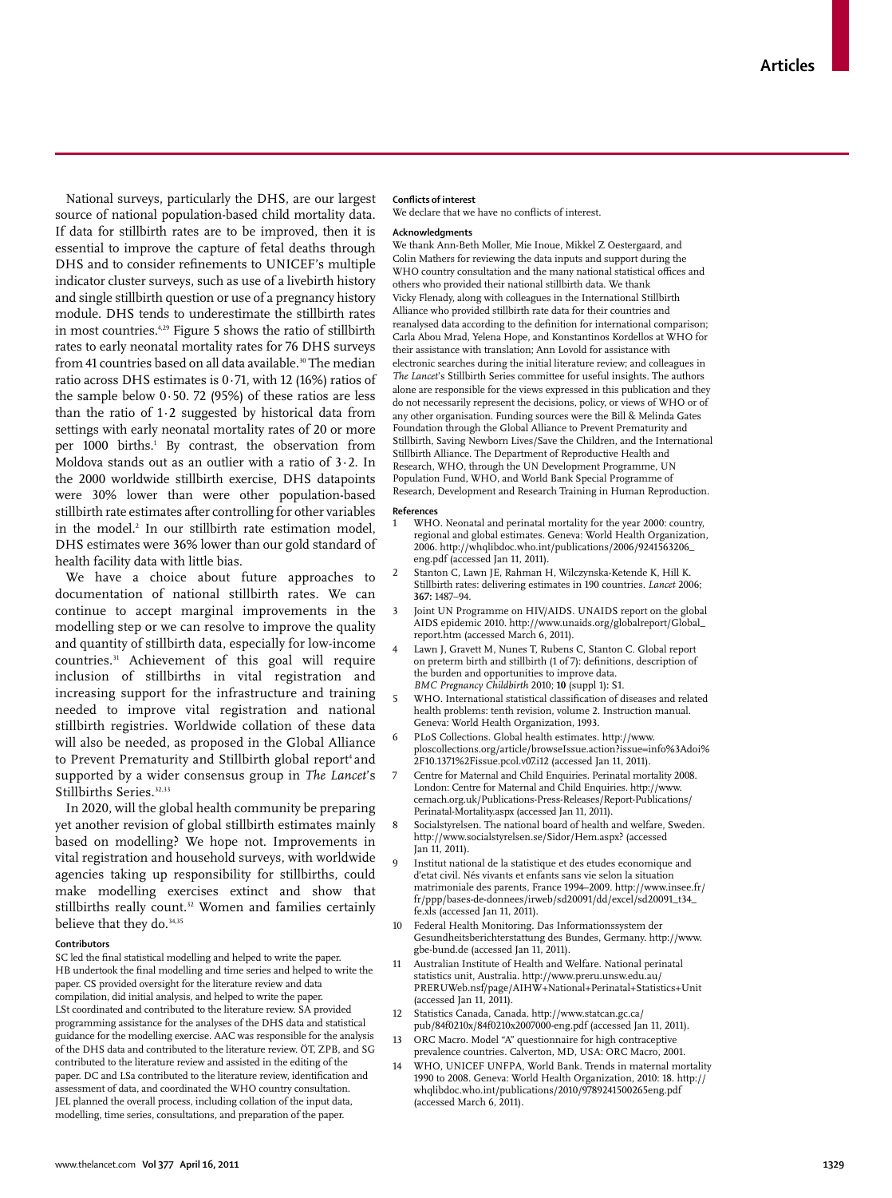National surveys, particularly the DHS, are our largest source of national population-based child mortality data. If data for stillbirth rates are to be improved, then it is essential to improve the capture of fetal deaths through DHS and to consider refinements to UNICEF's multiple indicator cluster surveys, such as use of a livebirth history and single stillbirth question or use of a pregnancy history module. DHS tends to underestimate the stillbirth rates in most countries.[4,29] Figure 5 shows the ratio of stillbirth rates to early neonatal mortality rates for 76 DHS surveys from 41 countries based on all data available.[30] The median ratio across DHS estimates is 0·71, with 12 (16%) ratios of the sample below 0·50. 72 (95%) of these ratios are less than the ratio of 1·2 suggested by historical data from settings with early neonatal mortality rates of 20 or more per 1000 births.[1] By contrast, the observation from Moldova stands out as an outlier with a ratio of 3·2. In the 2000 worldwide stillbirth exercise, DHS datapoints were 30% lower than were other population-based stillbirth rate estimates after controlling for other variables in the model.[2] In our stillbirth rate estimation model, DHS estimates were 36% lower than our gold standard of health facility data with little bias.

We have a choice about future approaches to documentation of national stillbirth rates. We can continue to accept marginal improvements in the modelling step or we can resolve to improve the quality and quantity of stillbirth data, especially for low-income countries.[31] Achievement of this goal will require inclusion of stillbirths in vital registration and increasing support for the infrastructure and training needed to improve vital registration and national stillbirth registries. Worldwide collation of these data will also be needed, as proposed in the Global Alliance to Prevent Prematurity and Stillbirth global report[4] and supported by a wider consensus group in *The Lancet*'s Stillbirths Series.[32,33]

In 2020, will the global health community be preparing yet another revision of global stillbirth estimates mainly based on modelling? We hope not. Improvements in vital registration and household surveys, with worldwide agencies taking up responsibility for stillbirths, could make modelling exercises extinct and show that stillbirths really count.[32] Women and families certainly believe that they do.[34,35]

#### Contributors

SC led the final statistical modelling and helped to write the paper. HB undertook the final modelling and time series and helped to write the paper. CS provided oversight for the literature review and data compilation, did initial analysis, and helped to write the paper. LSt coordinated and contributed to the literature review. SA provided programming assistance for the analyses of the DHS data and statistical guidance for the modelling exercise. AAC was responsible for the analysis of the DHS data and contributed to the literature review. ÖT, ZPB, and SG contributed to the literature review and assisted in the editing of the paper. DC and LSa contributed to the literature review, identification and assessment of data, and coordinated the WHO country consultation. JEL planned the overall process, including collation of the input data, modelling, time series, consultations, and preparation of the paper.

#### Conflicts of interest

We declare that we have no conflicts of interest.

#### Acknowledgments

We thank Ann-Beth Moller, Mie Inoue, Mikkel Z Oestergaard, and Colin Mathers for reviewing the data inputs and support during the WHO country consultation and the many national statistical offices and others who provided their national stillbirth data. We thank Vicky Flenady, along with colleagues in the International Stillbirth Alliance who provided stillbirth rate data for their countries and reanalysed data according to the definition for international comparison; Carla Abou Mrad, Yelena Hope, and Konstantinos Kordellos at WHO for their assistance with translation; Ann Lovold for assistance with electronic searches during the initial literature review; and colleagues in *The Lancet*'s Stillbirth Series committee for useful insights. The authors alone are responsible for the views expressed in this publication and they do not necessarily represent the decisions, policy, or views of WHO or of any other organisation. Funding sources were the Bill & Melinda Gates Foundation through the Global Alliance to Prevent Prematurity and Stillbirth, Saving Newborn Lives/Save the Children, and the International Stillbirth Alliance. The Department of Reproductive Health and Research, WHO, through the UN Development Programme, UN Population Fund, WHO, and World Bank Special Programme of Research, Development and Research Training in Human Reproduction.

#### References

1. WHO. Neonatal and perinatal mortality for the year 2000: country, regional and global estimates. Geneva: World Health Organization, 2006. http://whqlibdoc.who.int/publications/2006/9241563206_eng.pdf (accessed Jan 11, 2011).
2. Stanton C, Lawn JE, Rahman H, Wilczynska-Ketende K, Hill K. Stillbirth rates: delivering estimates in 190 countries. *Lancet* 2006; **367:** 1487–94.
3. Joint UN Programme on HIV/AIDS. UNAIDS report on the global AIDS epidemic 2010. http://www.unaids.org/globalreport/Global_report.htm (accessed March 6, 2011).
4. Lawn J, Gravett M, Nunes T, Rubens C, Stanton C. Global report on preterm birth and stillbirth (1 of 7): definitions, description of the burden and opportunities to improve data. *BMC Pregnancy Childbirth* 2010; **10** (suppl 1)**:** S1.
5. WHO. International statistical classification of diseases and related health problems: tenth revision, volume 2. Instruction manual. Geneva: World Health Organization, 1993.
6. PLoS Collections. Global health estimates. http://www.ploscollections.org/article/browseIssue.action?issue=info%3Adoi%2F10.1371%2Fissue.pcol.v07.i12 (accessed Jan 11, 2011).
7. Centre for Maternal and Child Enquiries. Perinatal mortality 2008. London: Centre for Maternal and Child Enquiries. http://www.cemach.org.uk/Publications-Press-Releases/Report-Publications/Perinatal-Mortality.aspx (accessed Jan 11, 2011).
8. Socialstyrelsen. The national board of health and welfare, Sweden. http://www.socialstyrelsen.se/Sidor/Hem.aspx? (accessed Jan 11, 2011).
9. Institut national de la statistique et des etudes economique and d'etat civil. Nés vivants et enfants sans vie selon la situation matrimoniale des parents, France 1994–2009. http://www.insee.fr/fr/ppp/bases-de-donnees/irweb/sd20091/dd/excel/sd20091_t34_fe.xls (accessed Jan 11, 2011).
10. Federal Health Monitoring. Das Informationssystem der Gesundheitsberichterstattung des Bundes, Germany. http://www.gbe-bund.de (accessed Jan 11, 2011).
11. Australian Institute of Health and Welfare. National perinatal statistics unit, Australia. http://www.preru.unsw.edu.au/PRERUWeb.nsf/page/AIHW+National+Perinatal+Statistics+Unit (accessed Jan 11, 2011).
12. Statistics Canada, Canada. http://www.statcan.gc.ca/pub/84f0210x/84f0210x2007000-eng.pdf (accessed Jan 11, 2011).
13. ORC Macro. Model "A" questionnaire for high contraceptive prevalence countries. Calverton, MD, USA: ORC Macro, 2001.
14. WHO, UNICEF UNFPA, World Bank. Trends in maternal mortality 1990 to 2008. Geneva: World Health Organization, 2010: 18. http://whqlibdoc.who.int/publications/2010/9789241500265eng.pdf (accessed March 6, 2011).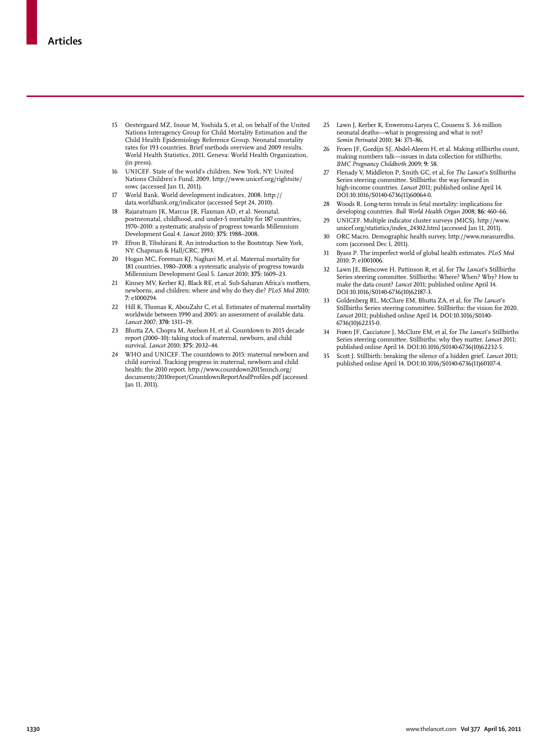15 Oestergaard MZ, Inoue M, Yoshida S, et al, on behalf of the United Nations Interagency Group for Child Mortality Estimation and the Child Health Epidemiology Reference Group. Neonatal mortality rates for 193 countries. Brief methods overview and 2009 results. World Health Statistics, 2011. Geneva: World Health Organization, (in press).

16 UNICEF. State of the world's children. New York, NY: United Nations Children's Fund, 2009. http://www.unicef.org/rightsite/sowc (accessed Jan 11, 2011).

17 World Bank. World development indicators, 2008. http://data.worldbank.org/indicator (accessed Sept 24, 2010).

18 Rajaratnam JK, Marcus JR, Flaxman AD, et al. Neonatal, postneonatal, childhood, and under-5 mortality for 187 countries, 1970–2010: a systematic analysis of progress towards Millennium Development Goal 4. *Lancet* 2010; **375:** 1988–2008.

19 Efron B, Tibshirani R. An introduction to the Bootstrap. New York, NY: Chapman & Hall/CRC, 1993.

20 Hogan MC, Foreman KJ, Naghavi M, et al. Maternal mortality for 181 countries, 1980–2008: a systematic analysis of progress towards Millennium Development Goal 5. *Lancet* 2010; **375:** 1609–23.

21 Kinney MV, Kerber KJ, Black RE, et al. Sub-Saharan Africa's mothers, newborns, and children: where and why do they die? *PLoS Med* 2010; **7:** e1000294.

22 Hill K, Thomas K, AbouZahr C, et al. Estimates of maternal mortality worldwide between 1990 and 2005: an assessment of available data. *Lancet* 2007; **370:** 1311–19.

23 Bhutta ZA, Chopra M, Axelson H, et al. Countdown to 2015 decade report (2000–10): taking stock of maternal, newborn, and child survival. *Lancet* 2010; **375:** 2032–44.

24 WHO and UNICEF. The countdown to 2015: maternal newborn and child survival. Tracking progress in maternal, newborn and child health: the 2010 report. http://www.countdown2015mnch.org/documents/2010report/CountdownReportAndProfiles.pdf (accessed Jan 11, 2011).

25 Lawn J, Kerber K, Enweronu-Laryea C, Cousens S. 3.6 million neonatal deaths—what is progressing and what is not? *Semin Perinatol* 2010; **34:** 371–86.

26 Froen JF, Gordijn SJ, Abdel-Aleem H, et al. Making stillbirths count, making numbers talk—issues in data collection for stillbirths. *BMC Pregnancy Childbirth* 2009; **9:** 58.

27 Flenady V, Middleton P, Smith GC, et al, for *The Lancet*'s Stillbirths Series steering committee. Stillbirths: the way forward in high-income countries. *Lancet* 2011; published online April 14. DOI:10.1016/S0140-6736(11)60064-0.

28 Woods R. Long-term trends in fetal mortality: implications for developing countries. *Bull World Health Organ* 2008; **86:** 460–66.

29 UNICEF. Multiple indicator cluster surveys (MICS). http://www.unicef.org/statistics/index_24302.html (accessed Jan 11, 2011).

30 ORC Macro. Demographic health survey. http://www.measuredhs.com (accessed Dec 1, 2011).

31 Byass P. The imperfect world of global health estimates. *PLoS Med* 2010; **7:** e1001006.

32 Lawn JE, Blencowe H, Pattinson R, et al, for *The Lancet*'s Stillbirths Series steering committee. Stillbirths: Where? When? Why? How to make the data count? *Lancet* 2011; published online April 14. DOI:10.1016/S0140-6736(10)62187-3.

33 Goldenberg RL, McClure EM, Bhutta ZA, et al, for *The Lancet*'s Stillbirths Series steering committee. Stillbirths: the vision for 2020. *Lancet* 2011; published online April 14. DOI:10.1016/S0140-6736(10)62235-0.

34 Frøen JF, Cacciatore J, McClure EM, et al, for *The Lancet*'s Stillbirths Series steering committee. Stillbirths: why they matter. *Lancet* 2011; published online April 14. DOI:10.1016/S0140-6736(10)62232-5.

35 Scott J. Stillbirth: breaking the silence of a hidden grief. *Lancet* 2011; published online April 14. DOI:10.1016/S0140-6736(11)60107-4.